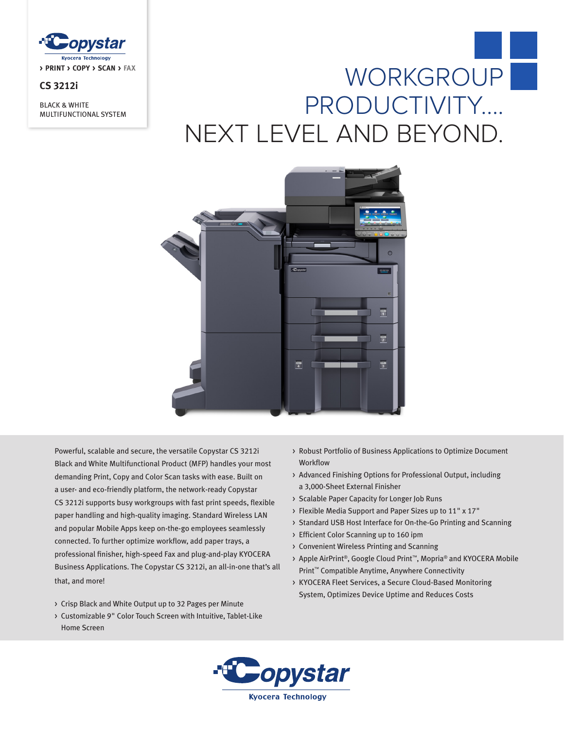Copystar
Kyocera Technology

› PRINT › COPY › SCAN › FAX

**CS 3212i**

BLACK & WHITE
MULTIFUNCTIONAL SYSTEM

# WORKGROUP PRODUCTIVITY.... NEXT LEVEL AND BEYOND.

Powerful, scalable and secure, the versatile Copystar CS 3212i Black and White Multifunctional Product (MFP) handles your most demanding Print, Copy and Color Scan tasks with ease. Built on a user- and eco-friendly platform, the network-ready Copystar CS 3212i supports busy workgroups with fast print speeds, flexible paper handling and high-quality imaging. Standard Wireless LAN and popular Mobile Apps keep on-the-go employees seamlessly connected. To further optimize workflow, add paper trays, a professional finisher, high-speed Fax and plug-and-play KYOCERA Business Applications. The Copystar CS 3212i, an all-in-one that's all that, and more!

- Crisp Black and White Output up to 32 Pages per Minute
- Customizable 9" Color Touch Screen with Intuitive, Tablet-Like Home Screen
- Robust Portfolio of Business Applications to Optimize Document Workflow
- Advanced Finishing Options for Professional Output, including a 3,000-Sheet External Finisher
- Scalable Paper Capacity for Longer Job Runs
- Flexible Media Support and Paper Sizes up to 11" x 17"
- Standard USB Host Interface for On-the-Go Printing and Scanning
- Efficient Color Scanning up to 160 ipm
- Convenient Wireless Printing and Scanning
- Apple AirPrint®, Google Cloud Print™, Mopria® and KYOCERA Mobile Print™ Compatible Anytime, Anywhere Connectivity
- KYOCERA Fleet Services, a Secure Cloud-Based Monitoring System, Optimizes Device Uptime and Reduces Costs

Copystar
Kyocera Technology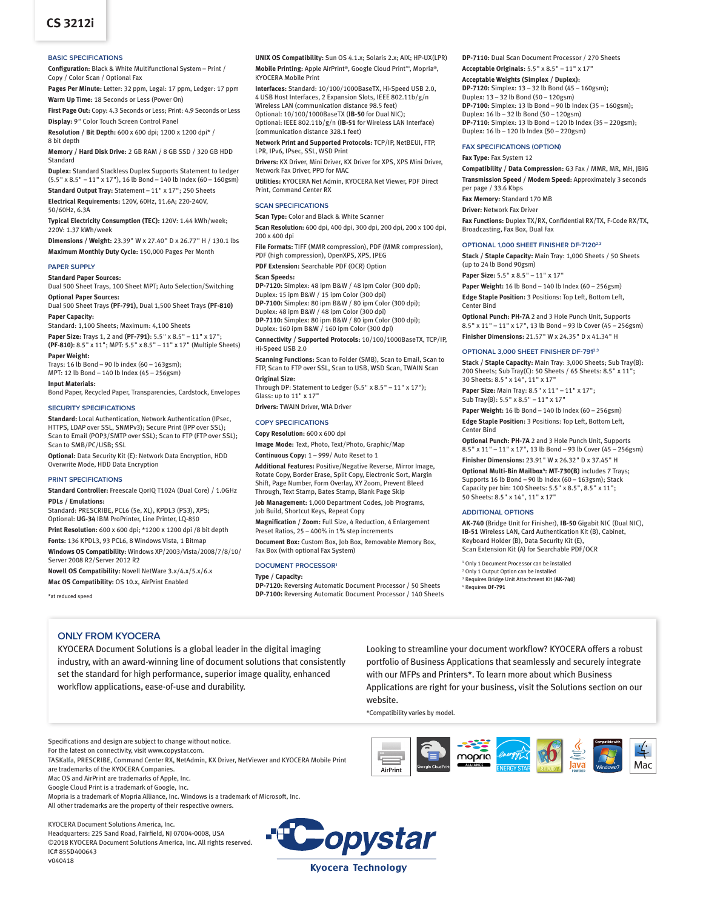# CS 3212i

## BASIC SPECIFICATIONS

**Configuration:** Black & White Multifunctional System – Print / Copy / Color Scan / Optional Fax

**Pages Per Minute:** Letter: 32 ppm, Legal: 17 ppm, Ledger: 17 ppm

**Warm Up Time:** 18 Seconds or Less (Power On)

**First Page Out:** Copy: 4.3 Seconds or Less; Print: 4.9 Seconds or Less

**Display:** 9" Color Touch Screen Control Panel

**Resolution / Bit Depth:** 600 x 600 dpi; 1200 x 1200 dpi* / 8 bit depth

**Memory / Hard Disk Drive:** 2 GB RAM / 8 GB SSD / 320 GB HDD Standard

**Duplex:** Standard Stackless Duplex Supports Statement to Ledger (5.5" x 8.5" – 11" x 17"), 16 lb Bond – 140 lb Index (60 – 160gsm)

**Standard Output Tray:** Statement – 11" x 17"; 250 Sheets

**Electrical Requirements:** 120V, 60Hz, 11.6A; 220-240V, 50/60Hz, 6.3A

**Typical Electricity Consumption (TEC):** 120V: 1.44 kWh/week; 220V: 1.37 kWh/week

**Dimensions / Weight:** 23.39" W x 27.40" D x 26.77" H / 130.1 lbs

**Maximum Monthly Duty Cycle:** 150,000 Pages Per Month

## PAPER SUPPLY

**Standard Paper Sources:**
Dual 500 Sheet Trays, 100 Sheet MPT; Auto Selection/Switching

**Optional Paper Sources:**
Dual 500 Sheet Trays **(PF-791)**, Dual 1,500 Sheet Trays **(PF-810)**

**Paper Capacity:**
Standard: 1,100 Sheets; Maximum: 4,100 Sheets

**Paper Size:** Trays 1, 2 and **(PF-791)**: 5.5" x 8.5" – 11" x 17"; **(PF-810)**: 8.5" x 11"; MPT: 5.5" x 8.5" – 11" x 17" (Multiple Sheets)

**Paper Weight:**
Trays: 16 lb Bond – 90 lb index (60 – 163gsm);
MPT: 12 lb Bond – 140 lb Index (45 – 256gsm)

**Input Materials:**
Bond Paper, Recycled Paper, Transparencies, Cardstock, Envelopes

## SECURITY SPECIFICATIONS

**Standard:** Local Authentication, Network Authentication (IPsec, HTTPS, LDAP over SSL, SNMPv3); Secure Print (IPP over SSL); Scan to Email (POP3/SMTP over SSL); Scan to FTP (FTP over SSL); Scan to SMB/PC/USB; SSL

**Optional:** Data Security Kit (E): Network Data Encryption, HDD Overwrite Mode, HDD Data Encryption

## PRINT SPECIFICATIONS

**Standard Controller:** Freescale QorIQ T1024 (Dual Core) / 1.0GHz

**PDLs / Emulations:**
Standard: PRESCRIBE, PCL6 (5e, XL), KPDL3 (PS3), XPS;
Optional: **UG-34** IBM ProPrinter, Line Printer, LQ-850

**Print Resolution:** 600 x 600 dpi; *1200 x 1200 dpi /8 bit depth

**Fonts:** 136 KPDL3, 93 PCL6, 8 Windows Vista, 1 Bitmap

**Windows OS Compatibility:** Windows XP/2003/Vista/2008/7/8/10/ Server 2008 R2/Server 2012 R2

**Novell OS Compatibility:** Novell NetWare 3.x/4.x/5.x/6.x

**Mac OS Compatibility:** OS 10.x, AirPrint Enabled

*at reduced speed

**UNIX OS Compatibility:** Sun OS 4.1.x; Solaris 2.x; AIX; HP-UX(LPR)

**Mobile Printing:** Apple AirPrint®, Google Cloud Print™, Mopria®, KYOCERA Mobile Print

**Interfaces:** Standard: 10/100/1000BaseTX, Hi-Speed USB 2.0, 4 USB Host Interfaces, 2 Expansion Slots, IEEE 802.11b/g/n Wireless LAN (communication distance 98.5 feet)
Optional: 10/100/1000BaseTX (**IB-50** for Dual NIC);
Optional: IEEE 802.11b/g/n (**IB-51** for Wireless LAN Interface) (communication distance 328.1 feet)

**Network Print and Supported Protocols:** TCP/IP, NetBEUI, FTP, LPR, IPv6, IPsec, SSL, WSD Print

**Drivers:** KX Driver, Mini Driver, KX Driver for XPS, XPS Mini Driver, Network Fax Driver, PPD for MAC

**Utilities:** KYOCERA Net Admin, KYOCERA Net Viewer, PDF Direct Print, Command Center RX

## SCAN SPECIFICATIONS

**Scan Type:** Color and Black & White Scanner

**Scan Resolution:** 600 dpi, 400 dpi, 300 dpi, 200 dpi, 200 x 100 dpi, 200 x 400 dpi

**File Formats:** TIFF (MMR compression), PDF (MMR compression), PDF (high compression), OpenXPS, XPS, JPEG

**PDF Extension:** Searchable PDF (OCR) Option

**Scan Speeds:**
**DP-7120:** Simplex: 48 ipm B&W / 48 ipm Color (300 dpi);
Duplex: 15 ipm B&W / 15 ipm Color (300 dpi)
**DP-7100:** Simplex: 80 ipm B&W / 80 ipm Color (300 dpi);
Duplex: 48 ipm B&W / 48 ipm Color (300 dpi)
**DP-7110:** Simplex: 80 ipm B&W / 80 ipm Color (300 dpi);
Duplex: 160 ipm B&W / 160 ipm Color (300 dpi)

**Connectivity / Supported Protocols:** 10/100/1000BaseTX, TCP/IP, Hi-Speed USB 2.0

**Scanning Functions:** Scan to Folder (SMB), Scan to Email, Scan to FTP, Scan to FTP over SSL, Scan to USB, WSD Scan, TWAIN Scan

**Original Size:**
Through DP: Statement to Ledger (5.5" x 8.5" – 11" x 17");
Glass: up to 11" x 17"

**Drivers:** TWAIN Driver, WIA Driver

## COPY SPECIFICATIONS

**Copy Resolution:** 600 x 600 dpi

**Image Mode:** Text, Photo, Text/Photo, Graphic/Map

**Continuous Copy:** 1 – 999/ Auto Reset to 1

**Additional Features:** Positive/Negative Reverse, Mirror Image, Rotate Copy, Border Erase, Split Copy, Electronic Sort, Margin Shift, Page Number, Form Overlay, XY Zoom, Prevent Bleed Through, Text Stamp, Bates Stamp, Blank Page Skip

**Job Management:** 1,000 Department Codes, Job Programs, Job Build, Shortcut Keys, Repeat Copy

**Magnification / Zoom:** Full Size, 4 Reduction, 4 Enlargement Preset Ratios, 25 – 400% in 1% step increments

**Document Box:** Custom Box, Job Box, Removable Memory Box, Fax Box (with optional Fax System)

## DOCUMENT PROCESSOR[1]

**Type / Capacity:**
**DP-7120:** Reversing Automatic Document Processor / 50 Sheets
**DP-7100:** Reversing Automatic Document Processor / 140 Sheets
**DP-7110:** Dual Scan Document Processor / 270 Sheets

**Acceptable Originals:** 5.5" x 8.5" – 11" x 17"

**Acceptable Weights (Simplex / Duplex):**
**DP-7120:** Simplex: 13 – 32 lb Bond (45 – 160gsm);
Duplex: 13 – 32 lb Bond (50 – 120gsm)
**DP-7100:** Simplex: 13 lb Bond – 90 lb Index (35 – 160gsm);
Duplex: 16 lb – 32 lb Bond (50 – 120gsm)
**DP-7110:** Simplex: 13 lb Bond – 120 lb Index (35 – 220gsm);
Duplex: 16 lb – 120 lb Index (50 – 220gsm)

## FAX SPECIFICATIONS (OPTION)

**Fax Type:** Fax System 12

**Compatibility / Data Compression:** G3 Fax / MMR, MR, MH, JBIG

**Transmission Speed / Modem Speed:** Approximately 3 seconds per page / 33.6 Kbps

**Fax Memory:** Standard 170 MB

**Driver:** Network Fax Driver

**Fax Functions:** Duplex TX/RX, Confidential RX/TX, F-Code RX/TX, Broadcasting, Fax Box, Dual Fax

## OPTIONAL 1,000 SHEET FINISHER DF-7120[2,3]

**Stack / Staple Capacity:** Main Tray: 1,000 Sheets / 50 Sheets (up to 24 lb Bond 90gsm)

**Paper Size:** 5.5" x 8.5" – 11" x 17"

**Paper Weight:** 16 lb Bond – 140 lb Index (60 – 256gsm)

**Edge Staple Position:** 3 Positions: Top Left, Bottom Left, Center Bind

**Optional Punch: PH-7A** 2 and 3 Hole Punch Unit, Supports 8.5" x 11" – 11" x 17", 13 lb Bond – 93 lb Cover (45 – 256gsm)

**Finisher Dimensions:** 21.57" W x 24.35" D x 41.34" H

## OPTIONAL 3,000 SHEET FINISHER DF-791[2,3]

**Stack / Staple Capacity:** Main Tray: 3,000 Sheets; Sub Tray(B): 200 Sheets; Sub Tray(C): 50 Sheets / 65 Sheets: 8.5" x 11"; 30 Sheets: 8.5" x 14", 11" x 17"

**Paper Size:** Main Tray: 8.5" x 11" – 11" x 17";
Sub Tray(B): 5.5" x 8.5" – 11" x 17"

**Paper Weight:** 16 lb Bond – 140 lb Index (60 – 256gsm)

**Edge Staple Position:** 3 Positions: Top Left, Bottom Left, Center Bind

**Optional Punch: PH-7A** 2 and 3 Hole Punch Unit, Supports 8.5" x 11" – 11" x 17", 13 lb Bond – 93 lb Cover (45 – 256gsm)

**Finisher Dimensions:** 23.91" W x 26.32" D x 37.45" H

**Optional Multi-Bin Mailbox[4]: MT-730(B)** includes 7 Trays; Supports 16 lb Bond – 90 lb Index (60 – 163gsm); Stack Capacity per bin: 100 Sheets: 5.5" x 8.5", 8.5" x 11"; 50 Sheets: 8.5" x 14", 11" x 17"

## ADDITIONAL OPTIONS

**AK-740** (Bridge Unit for Finisher), **IB-50** Gigabit NIC (Dual NIC), **IB-51** Wireless LAN, Card Authentication Kit (B), Cabinet, Keyboard Holder (B), Data Security Kit (E), Scan Extension Kit (A) for Searchable PDF/OCR

[1] Only 1 Document Processor can be installed
[2] Only 1 Output Option can be installed
[3] Requires Bridge Unit Attachment Kit (**AK-740**)
[4] Requires **DF-791**

## ONLY FROM KYOCERA

KYOCERA Document Solutions is a global leader in the digital imaging industry, with an award-winning line of document solutions that consistently set the standard for high performance, superior image quality, enhanced workflow applications, ease-of-use and durability.

Looking to streamline your document workflow? KYOCERA offers a robust portfolio of Business Applications that seamlessly and securely integrate with our MFPs and Printers*. To learn more about which Business Applications are right for your business, visit the Solutions section on our website.

*Compatibility varies by model.

Specifications and design are subject to change without notice.
For the latest on connectivity, visit www.copystar.com.
TASKalfa, PRESCRIBE, Command Center RX, NetAdmin, KX Driver, NetViewer and KYOCERA Mobile Print are trademarks of the KYOCERA Companies.
Mac OS and AirPrint are trademarks of Apple, Inc.
Google Cloud Print is a trademark of Google, Inc.
Mopria is a trademark of Mopria Alliance, Inc. Windows is a trademark of Microsoft, Inc.
All other trademarks are the property of their respective owners.

AirPrint | Google Cloud Print | mopria ALLIANCE | ENERGY STAR | IPv6 READY | Java POWERED | Compatible with Windows 7 | Mac

KYOCERA Document Solutions America, Inc.
Headquarters: 225 Sand Road, Fairfield, NJ 07004-0008, USA
©2018 KYOCERA Document Solutions America, Inc. All rights reserved.
IC# 855D400643
v040418

Copystar
Kyocera Technology